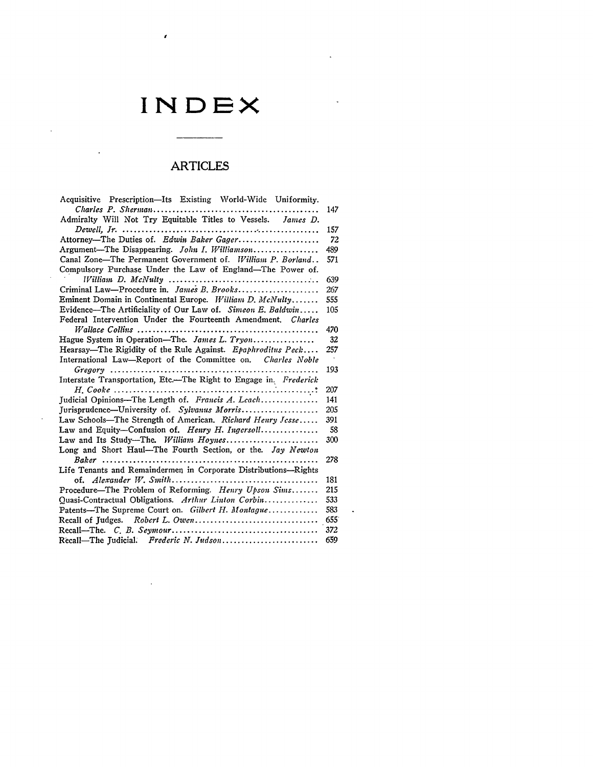# INDEX

## ARTICLES

Acquisitive Prescription—Its Existing World-Wide Uniformity. *Charles P. Sherman* ........ 147

Admiralty Will Not Try Equitable Titles to Vessels. *James D. Dewell, Jr.* ........ 157

Attorney—The Duties of. *Edwin Baker Gager* ........ 72

Argument—The Disappearing. *John I. Williamson* ........ 489

Canal Zone—The Permanent Government of. *William P. Borland* ........ 571

Compulsory Purchase Under the Law of England—The Power of. *William D. McNulty* ........ 639

Criminal Law—Procedure in. *James B. Brooks* ........ 267

Eminent Domain in Continental Europe. *William D. McNulty* ........ 555

Evidence—The Artificiality of Our Law of. *Simeon E. Baldwin* ........ 105

Federal Intervention Under the Fourteenth Amendment. *Charles Wallace Collins* ........ 470

Hague System in Operation—The. *James L. Tryon* ........ 32

Hearsay—The Rigidity of the Rule Against. *Epaphroditus Peck* ........ 257

International Law—Report of the Committee on. *Charles Noble Gregory* ........ 193

Interstate Transportation, Etc.—The Right to Engage in. *Frederick H. Cooke* ........ 207

Judicial Opinions—The Length of. *Francis A. Leach* ........ 141

Jurisprudence—University of. *Sylvanus Morris* ........ 205

Law Schools—The Strength of American. *Richard Henry Jesse* ........ 391

Law and Equity—Confusion of. *Henry H. Ingersoll* ........ 58

Law and Its Study—The. *William Hoynes* ........ 300

Long and Short Haul—The Fourth Section, or the. *Jay Newton Baker* ........ 278

Life Tenants and Remaindermen in Corporate Distributions—Rights of. *Alexander W. Smith* ........ 181

Procedure—The Problem of Reforming. *Henry Upson Sims* ........ 215

Quasi-Contractual Obligations. *Arthur Linton Corbin* ........ 533

Patents—The Supreme Court on. *Gilbert H. Montague* ........ 583

Recall of Judges. *Robert L. Owen* ........ 655

Recall—The. *C. B. Seymour* ........ 372

Recall—The Judicial. *Frederic N. Judson* ........ 659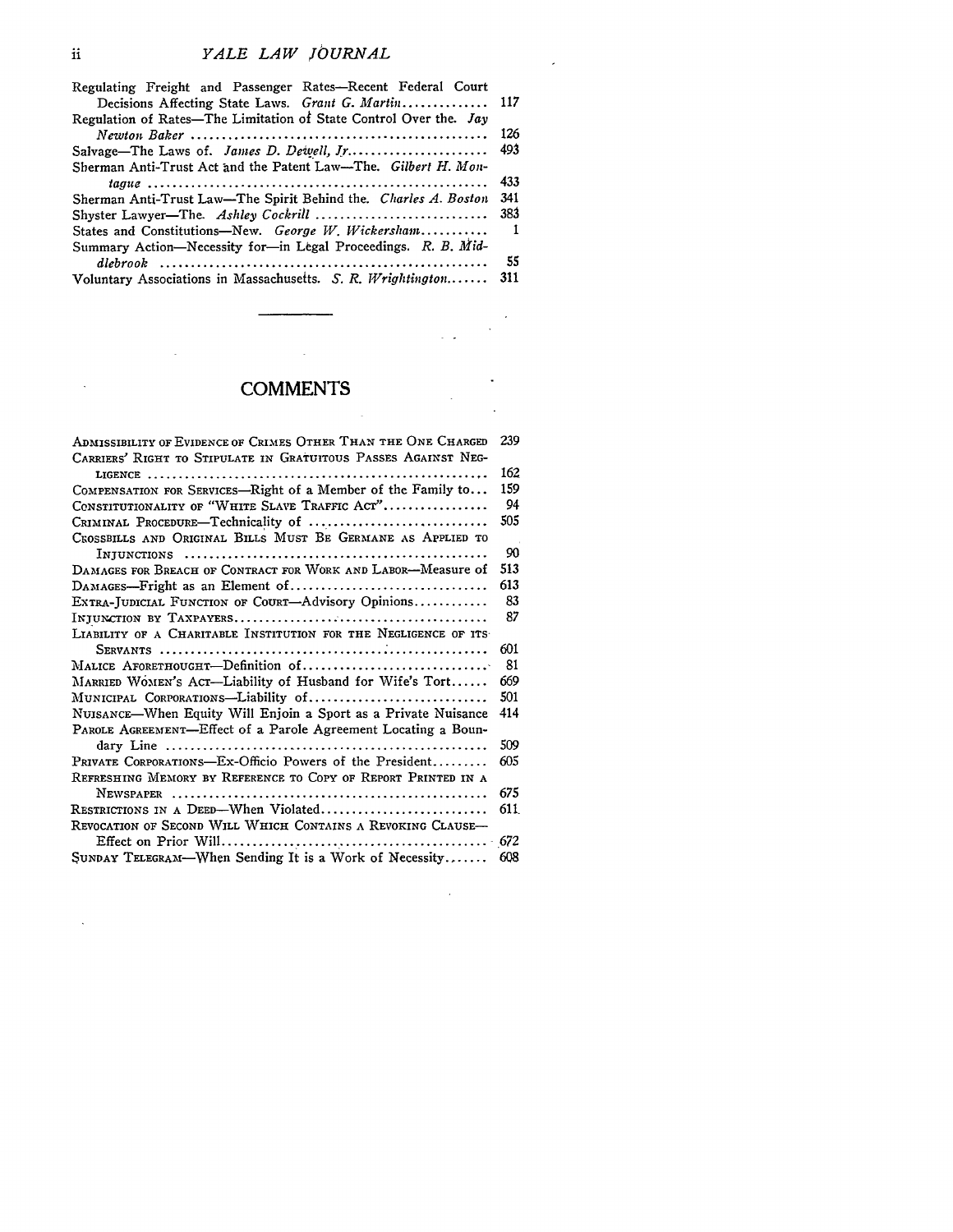Regulating Freight and Passenger Rates—Recent Federal Court Decisions Affecting State Laws. *Grant G. Martin* .............. 117
Regulation of Rates—The Limitation of State Control Over the. *Jay Newton Baker* .............. 126
Salvage—The Laws of. *James D. Dewell, Jr.* .............. 493
Sherman Anti-Trust Act and the Patent Law—The. *Gilbert H. Montague* .............. 433
Sherman Anti-Trust Law—The Spirit Behind the. *Charles A. Boston* 341
Shyster Lawyer—The. *Ashley Cockrill* .............. 383
States and Constitutions—New. *George W. Wickersham* .............. 1
Summary Action—Necessity for—in Legal Proceedings. *R. B. Middlebrook* .............. 55
Voluntary Associations in Massachusetts. *S. R. Wrightington* .............. 311

## COMMENTS

Admissibility of Evidence of Crimes Other Than the One Charged 239
Carriers' Right to Stipulate in Gratuitous Passes Against Negligence .............. 162
Compensation for Services—Right of a Member of the Family to... 159
Constitutionality of "White Slave Traffic Act" .............. 94
Criminal Procedure—Technicality of .............. 505
Crossbills and Original Bills Must Be Germane as Applied to Injunctions .............. 90
Damages for Breach of Contract for Work and Labor—Measure of 513
Damages—Fright as an Element of .............. 613
Extra-Judicial Function of Court—Advisory Opinions .............. 83
Injunction by Taxpayers .............. 87
Liability of a Charitable Institution for the Negligence of its Servants .............. 601
Malice Aforethought—Definition of .............. 81
Married Women's Act—Liability of Husband for Wife's Tort...... 669
Municipal Corporations—Liability of .............. 501
Nuisance—When Equity Will Enjoin a Sport as a Private Nuisance 414
Parole Agreement—Effect of a Parole Agreement Locating a Boundary Line .............. 509
Private Corporations—Ex-Officio Powers of the President .............. 605
Refreshing Memory by Reference to Copy of Report Printed in a Newspaper .............. 675
Restrictions in a Deed—When Violated .............. 611
Revocation of Second Will Which Contains a Revoking Clause—Effect on Prior Will .............. 672
Sunday Telegram—When Sending It is a Work of Necessity....... 608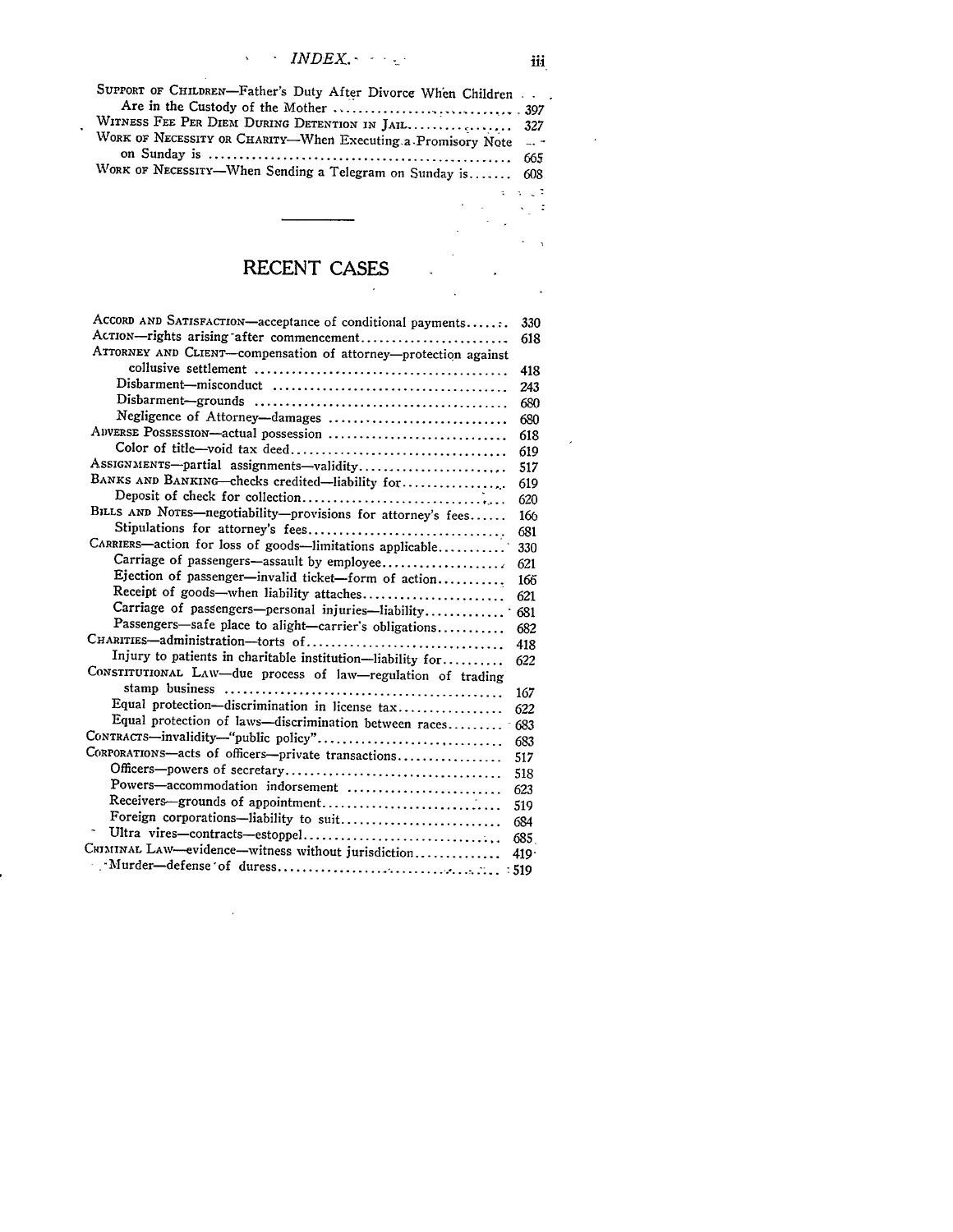SUPPORT OF CHILDREN—Father's Duty After Divorce When Children Are in the Custody of the Mother ........ 397
WITNESS FEE PER DIEM DURING DETENTION IN JAIL........ 327
WORK OF NECESSITY OR CHARITY—When Executing a Promisory Note on Sunday is ........ 665
WORK OF NECESSITY—When Sending a Telegram on Sunday is........ 608

---

## RECENT CASES

ACCORD AND SATISFACTION—acceptance of conditional payments........ 330
ACTION—rights arising after commencement........ 618
ATTORNEY AND CLIENT—compensation of attorney—protection against collusive settlement ........ 418
  Disbarment—misconduct ........ 243
  Disbarment—grounds ........ 680
  Negligence of Attorney—damages ........ 680
ADVERSE POSSESSION—actual possession ........ 618
  Color of title—void tax deed........ 619
ASSIGNMENTS—partial assignments—validity........ 517
BANKS AND BANKING—checks credited—liability for........ 619
  Deposit of check for collection........ 620
BILLS AND NOTES—negotiability—provisions for attorney's fees........ 166
  Stipulations for attorney's fees........ 681
CARRIERS—action for loss of goods—limitations applicable........ 330
  Carriage of passengers—assault by employee........ 621
  Ejection of passenger—invalid ticket—form of action........ 166
  Receipt of goods—when liability attaches........ 621
  Carriage of passengers—personal injuries—liability........ 681
  Passengers—safe place to alight—carrier's obligations........ 682
CHARITIES—administration—torts of........ 418
  Injury to patients in charitable institution—liability for........ 622
CONSTITUTIONAL LAW—due process of law—regulation of trading stamp business ........ 167
  Equal protection—discrimination in license tax........ 622
  Equal protection of laws—discrimination between races........ 683
CONTRACTS—invalidity—"public policy"........ 683
CORPORATIONS—acts of officers—private transactions........ 517
  Officers—powers of secretary........ 518
  Powers—accommodation indorsement ........ 623
  Receivers—grounds of appointment........ 519
  Foreign corporations—liability to suit........ 684
  Ultra vires—contracts—estoppel........ 685
CRIMINAL LAW—evidence—witness without jurisdiction........ 419
  Murder—defense of duress........ 519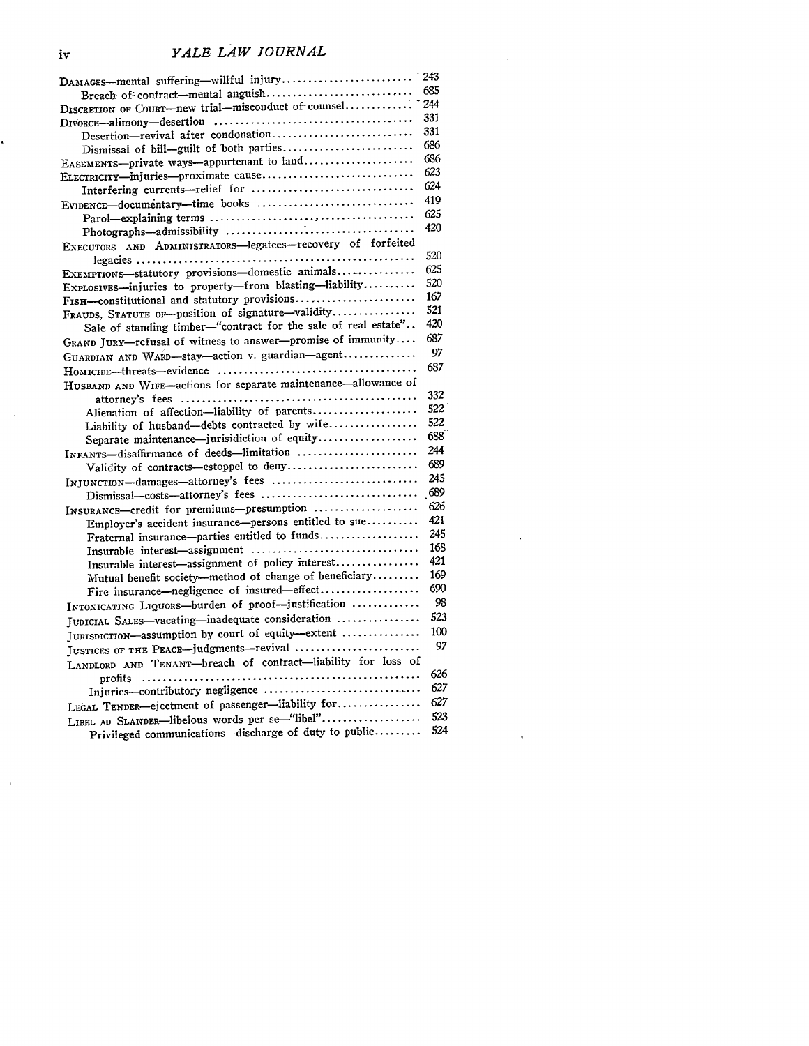DAMAGES—mental suffering—willful injury........................ 243
  Breach of contract—mental anguish........................... 685
DISCRETION OF COURT—new trial—misconduct of counsel............ 244
DIVORCE—alimony—desertion ..................................... 331
  Desertion—revival after condonation.......................... 331
  Dismissal of bill—guilt of both parties...................... 686
EASEMENTS—private ways—appurtenant to land..................... 686
ELECTRICITY—injuries—proximate cause........................... 623
  Interfering currents—relief for ............................. 624
EVIDENCE—documentary—time books ............................... 419
  Parol—explaining terms ...................................... 625
  Photographs—admissibility ................................... 420
EXECUTORS AND ADMINISTRATORS—legatees—recovery of forfeited legacies ........................................................ 520
EXEMPTIONS—statutory provisions—domestic animals............... 625
EXPLOSIVES—injuries to property—from blasting—liability........ 520
FISH—constitutional and statutory provisions................... 167
FRAUDS, STATUTE OF—position of signature—validity.............. 521
  Sale of standing timber—"contract for the sale of real estate".. 420
GRAND JURY—refusal of witness to answer—promise of immunity.... 687
GUARDIAN AND WARD—stay—action v. guardian—agent............... 97
HOMICIDE—threats—evidence ..................................... 687
HUSBAND AND WIFE—actions for separate maintenance—allowance of attorney's fees ............................................... 332
  Alienation of affection—liability of parents................. 522
  Liability of husband—debts contracted by wife................ 522
  Separate maintenance—jurisdiction of equity.................. 688
INFANTS—disaffirmance of deeds—limitation ..................... 244
  Validity of contracts—estoppel to deny....................... 689
INJUNCTION—damages—attorney's fees ............................ 245
  Dismissal—costs—attorney's fees ............................. 689
INSURANCE—credit for premiums—presumption ..................... 626
  Employer's accident insurance—persons entitled to sue........ 421
  Fraternal insurance—parties entitled to funds................ 245
  Insurable interest—assignment ............................... 168
  Insurable interest—assignment of policy interest............. 421
  Mutual benefit society—method of change of beneficiary....... 169
  Fire insurance—negligence of insured—effect.................. 690
INTOXICATING LIQUORS—burden of proof—justification ............ 98
JUDICIAL SALES—vacating—inadequate consideration ............... 523
JURISDICTION—assumption by court of equity—extent .............. 100
JUSTICES OF THE PEACE—judgments—revival ....................... 97
LANDLORD AND TENANT—breach of contract—liability for loss of profits ...................................................... 626
  Injuries—contributory negligence ............................ 627
LEGAL TENDER—ejectment of passenger—liability for.............. 627
LIBEL AD SLANDER—libelous words per se—"libel"................. 523
  Privileged communications—discharge of duty to public........ 524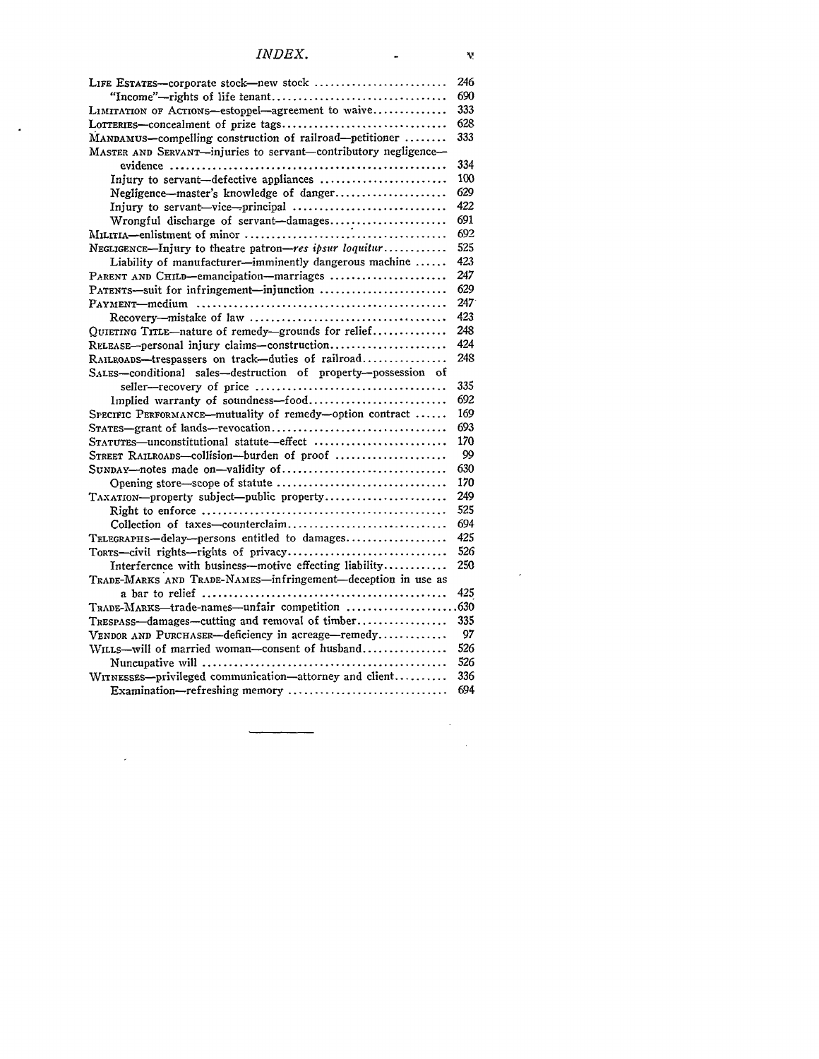# INDEX.

| | |
|---|---|
| LIFE ESTATES—corporate stock—new stock | 246 |
| "Income"—rights of life tenant | 690 |
| LIMITATION OF ACTIONS—estoppel—agreement to waive | 333 |
| LOTTERIES—concealment of prize tags | 628 |
| MANDAMUS—compelling construction of railroad—petitioner | 333 |
| MASTER AND SERVANT—injuries to servant—contributory negligence—evidence | 334 |
| Injury to servant—defective appliances | 100 |
| Negligence—master's knowledge of danger | 629 |
| Injury to servant—vice—principal | 422 |
| Wrongful discharge of servant—damages | 691 |
| MILITIA—enlistment of minor | 692 |
| NEGLIGENCE—Injury to theatre patron—*res ipsur loquitur* | 525 |
| Liability of manufacturer—imminently dangerous machine | 423 |
| PARENT AND CHILD—emancipation—marriages | 247 |
| PATENTS—suit for infringement—injunction | 629 |
| PAYMENT—medium | 247 |
| Recovery—mistake of law | 423 |
| QUIETING TITLE—nature of remedy—grounds for relief | 248 |
| RELEASE—personal injury claims—construction | 424 |
| RAILROADS—trespassers on track—duties of railroad | 248 |
| SALES—conditional sales—destruction of property—possession of seller—recovery of price | 335 |
| Implied warranty of soundness—food | 692 |
| SPECIFIC PERFORMANCE—mutuality of remedy—option contract | 169 |
| STATES—grant of lands—revocation | 693 |
| STATUTES—unconstitutional statute—effect | 170 |
| STREET RAILROADS—collision—burden of proof | 99 |
| SUNDAY—notes made on—validity of | 630 |
| Opening store—scope of statute | 170 |
| TAXATION—property subject—public property | 249 |
| Right to enforce | 525 |
| Collection of taxes—counterclaim | 694 |
| TELEGRAPHS—delay—persons entitled to damages | 425 |
| TORTS—civil rights—rights of privacy | 526 |
| Interference with business—motive effecting liability | 250 |
| TRADE-MARKS AND TRADE-NAMES—infringement—deception in use as a bar to relief | 425 |
| TRADE-MARKS—trade-names—unfair competition | 630 |
| TRESPASS—damages—cutting and removal of timber | 335 |
| VENDOR AND PURCHASER—deficiency in acreage—remedy | 97 |
| WILLS—will of married woman—consent of husband | 526 |
| Nuncupative will | 526 |
| WITNESSES—privileged communication—attorney and client | 336 |
| Examination—refreshing memory | 694 |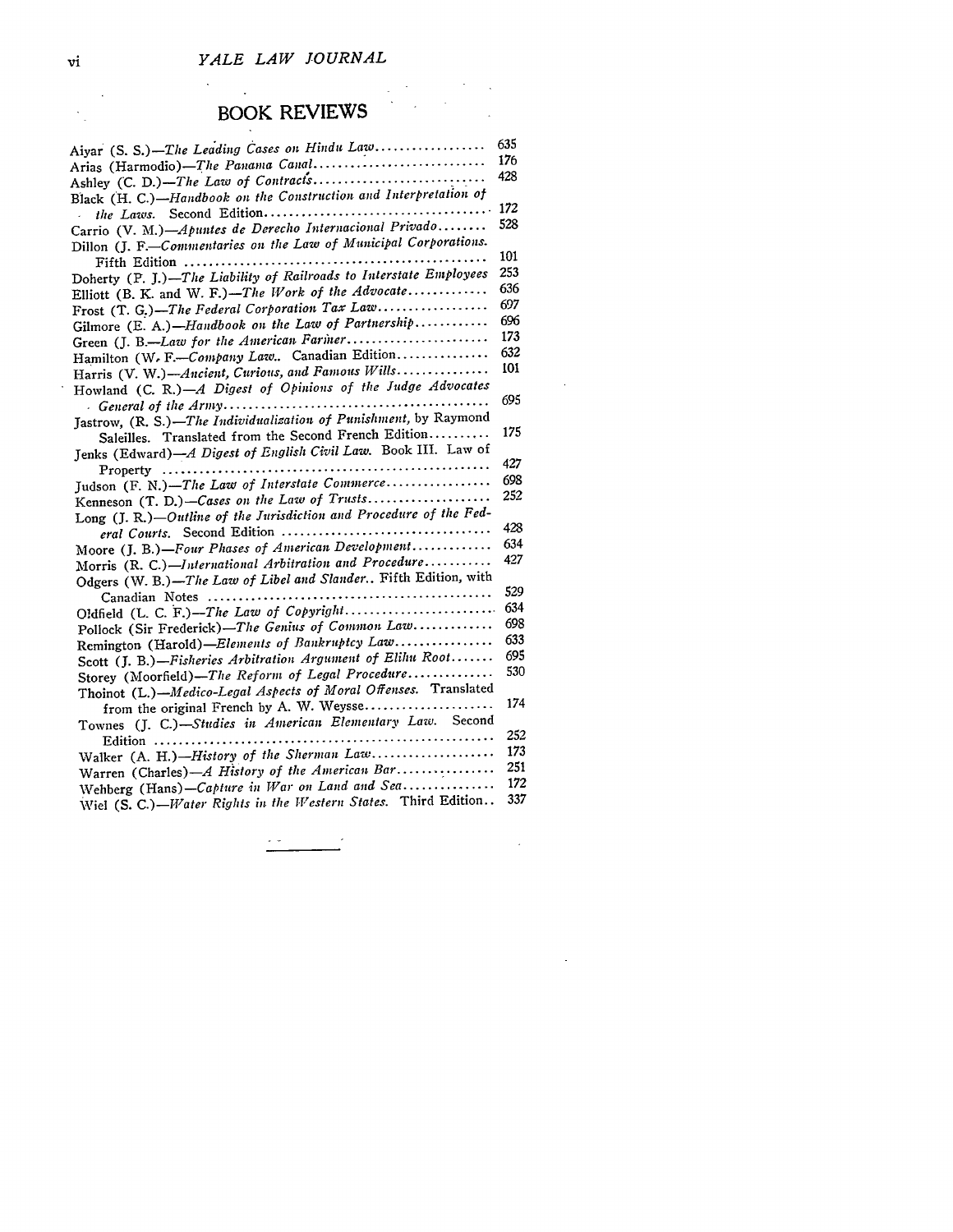## BOOK REVIEWS

Aiyar (S. S.)—*The Leading Cases on Hindu Law*.................. 635
Arias (Harmodio)—*The Panama Canal*.............................. 176
Ashley (C. D.)—*The Law of Contracts*............................ 428
Black (H. C.)—*Handbook on the Construction and Interpretation of the Laws.* Second Edition.................................... 172
Carrio (V. M.)—*Apuntes de Derecho Internacional Privado*........ 528
Dillon (J. F.—*Commentaries on the Law of Municipal Corporations.* Fifth Edition .................................................. 101
Doherty (P. J.)—*The Liability of Railroads to Interstate Employees* 253
Elliott (B. K. and W. F.)—*The Work of the Advocate*............. 636
Frost (T. G.)—*The Federal Corporation Tax Law*.................. 697
Gilmore (E. A.)—*Handbook on the Law of Partnership*............ 696
Green (J. B.—*Law for the American Farmer*...................... 173
Hamilton (W. F.—*Company Law.*. Canadian Edition................ 632
Harris (V. W.)—*Ancient, Curious, and Famous Wills*.............. 101
Howland (C. R.)—*A Digest of Opinions of the Judge Advocates General of the Army*........................................... 695
Jastrow, (R. S.)—*The Individualization of Punishment,* by Raymond Saleilles. Translated from the Second French Edition.......... 175
Jenks (Edward)—*A Digest of English Civil Law.* Book III. Law of Property .................................................... 427
Judson (F. N.)—*The Law of Interstate Commerce*.................. 698
Kenneson (T. D.)—*Cases on the Law of Trusts*.................... 252
Long (J. R.)—*Outline of the Jurisdiction and Procedure of the Federal Courts.* Second Edition ................................. 428
Moore (J. B.)—*Four Phases of American Development*............. 634
Morris (R. C.)—*International Arbitration and Procedure*.......... 427
Odgers (W. B.)—*The Law of Libel and Slander.*. Fifth Edition, with Canadian Notes ............................................. 529
Oldfield (L. C. F.)—*The Law of Copyright*........................ 634
Pollock (Sir Frederick)—*The Genius of Common Law*............. 698
Remington (Harold)—*Elements of Bankruptcy Law*................ 633
Scott (J. B.)—*Fisheries Arbitration Argument of Elihu Root*....... 695
Storey (Moorfield)—*The Reform of Legal Procedure*.............. 530
Thoinot (L.)—*Medico-Legal Aspects of Moral Offenses.* Translated from the original French by A. W. Weysse..................... 174
Townes (J. C.)—*Studies in American Elementary Law.* Second Edition ..................................................... 252
Walker (A. H.)—*History of the Sherman Law*.................... 173
Warren (Charles)—*A History of the American Bar*................ 251
Wehberg (Hans)—*Capture in War on Land and Sea*............... 172
Wiel (S. C.)—*Water Rights in the Western States.* Third Edition.. 337